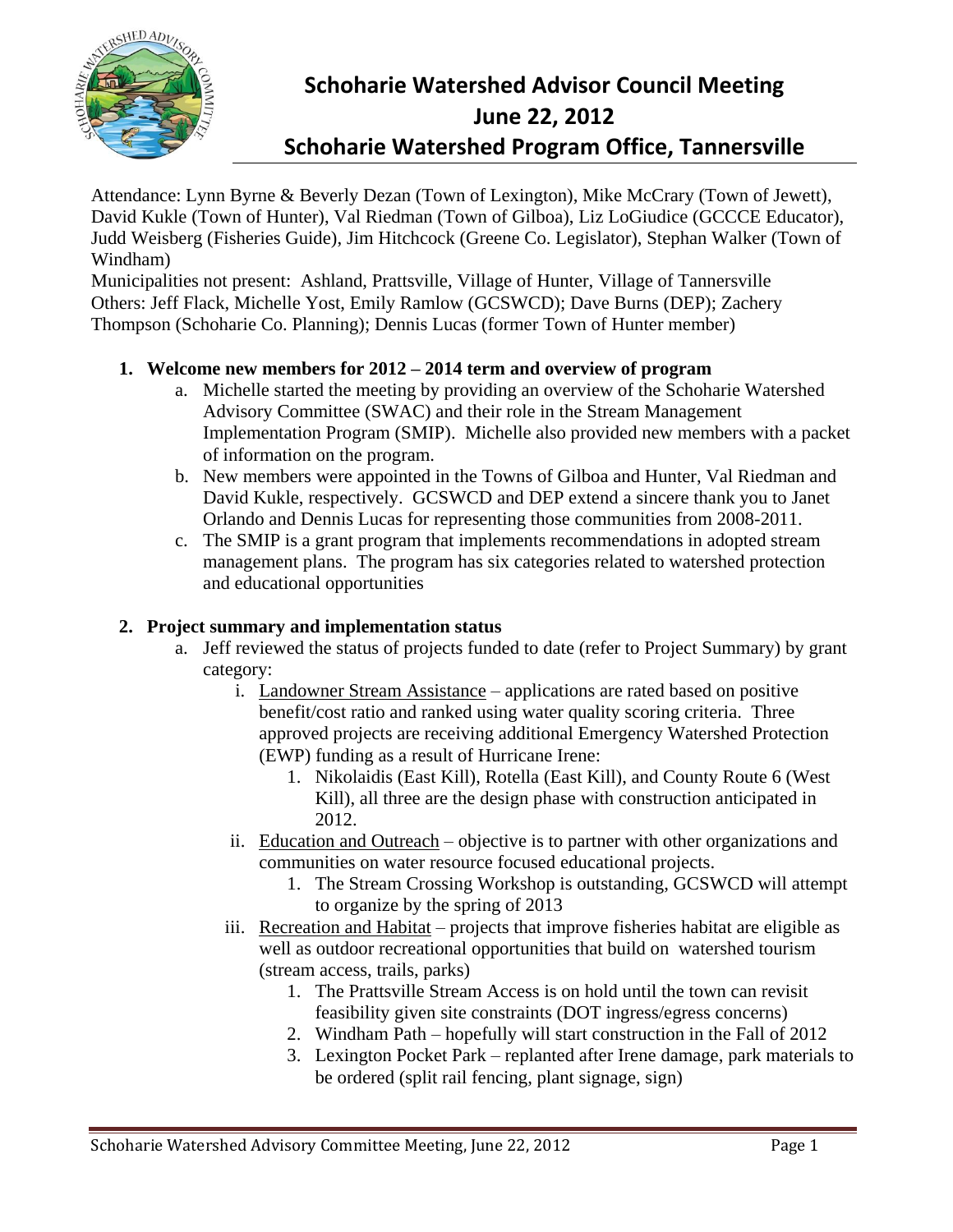# Schoharie Watershed Advisor Council Meeting
# June 22, 2012
# Schoharie Watershed Program Office, Tannersville

Attendance: Lynn Byrne & Beverly Dezan (Town of Lexington), Mike McCrary (Town of Jewett), David Kukle (Town of Hunter), Val Riedman (Town of Gilboa), Liz LoGiudice (GCCCE Educator), Judd Weisberg (Fisheries Guide), Jim Hitchcock (Greene Co. Legislator), Stephan Walker (Town of Windham)
Municipalities not present: Ashland, Prattsville, Village of Hunter, Village of Tannersville
Others: Jeff Flack, Michelle Yost, Emily Ramlow (GCSWCD); Dave Burns (DEP); Zachery Thompson (Schoharie Co. Planning); Dennis Lucas (former Town of Hunter member)

1. **Welcome new members for 2012 – 2014 term and overview of program**
   a. Michelle started the meeting by providing an overview of the Schoharie Watershed Advisory Committee (SWAC) and their role in the Stream Management Implementation Program (SMIP). Michelle also provided new members with a packet of information on the program.
   b. New members were appointed in the Towns of Gilboa and Hunter, Val Riedman and David Kukle, respectively. GCSWCD and DEP extend a sincere thank you to Janet Orlando and Dennis Lucas for representing those communities from 2008-2011.
   c. The SMIP is a grant program that implements recommendations in adopted stream management plans. The program has six categories related to watershed protection and educational opportunities

2. **Project summary and implementation status**
   a. Jeff reviewed the status of projects funded to date (refer to Project Summary) by grant category:
      i. Landowner Stream Assistance – applications are rated based on positive benefit/cost ratio and ranked using water quality scoring criteria. Three approved projects are receiving additional Emergency Watershed Protection (EWP) funding as a result of Hurricane Irene:
         1. Nikolaidis (East Kill), Rotella (East Kill), and County Route 6 (West Kill), all three are the design phase with construction anticipated in 2012.

      ii. Education and Outreach – objective is to partner with other organizations and communities on water resource focused educational projects.
         1. The Stream Crossing Workshop is outstanding, GCSWCD will attempt to organize by the spring of 2013

      iii. Recreation and Habitat – projects that improve fisheries habitat are eligible as well as outdoor recreational opportunities that build on watershed tourism (stream access, trails, parks)
         1. The Prattsville Stream Access is on hold until the town can revisit feasibility given site constraints (DOT ingress/egress concerns)
         2. Windham Path – hopefully will start construction in the Fall of 2012
         3. Lexington Pocket Park – replanted after Irene damage, park materials to be ordered (split rail fencing, plant signage, sign)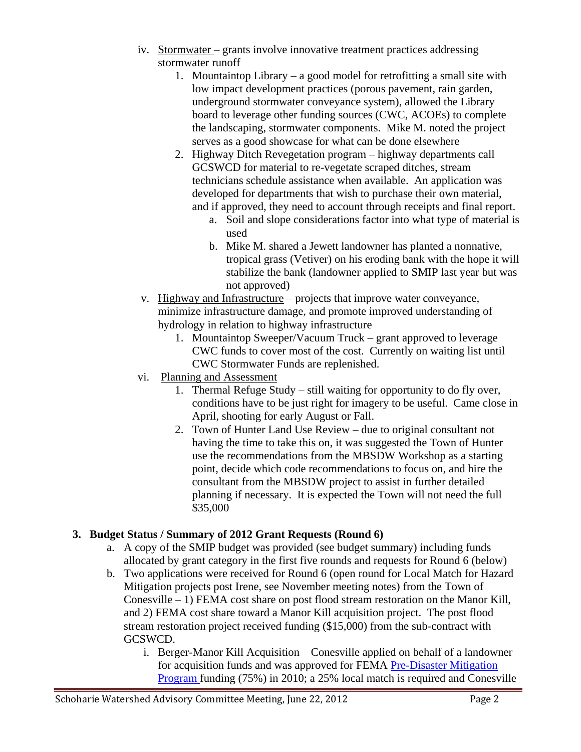- iv. Stormwater – grants involve innovative treatment practices addressing stormwater runoff
    1. Mountaintop Library – a good model for retrofitting a small site with low impact development practices (porous pavement, rain garden, underground stormwater conveyance system), allowed the Library board to leverage other funding sources (CWC, ACOEs) to complete the landscaping, stormwater components. Mike M. noted the project serves as a good showcase for what can be done elsewhere
    2. Highway Ditch Revegetation program – highway departments call GCSWCD for material to re-vegetate scraped ditches, stream technicians schedule assistance when available. An application was developed for departments that wish to purchase their own material, and if approved, they need to account through receipts and final report.
        - a. Soil and slope considerations factor into what type of material is used
        - b. Mike M. shared a Jewett landowner has planted a nonnative, tropical grass (Vetiver) on his eroding bank with the hope it will stabilize the bank (landowner applied to SMIP last year but was not approved)
- v. Highway and Infrastructure – projects that improve water conveyance, minimize infrastructure damage, and promote improved understanding of hydrology in relation to highway infrastructure
    1. Mountaintop Sweeper/Vacuum Truck – grant approved to leverage CWC funds to cover most of the cost. Currently on waiting list until CWC Stormwater Funds are replenished.
- vi. Planning and Assessment
    1. Thermal Refuge Study – still waiting for opportunity to do fly over, conditions have to be just right for imagery to be useful. Came close in April, shooting for early August or Fall.
    2. Town of Hunter Land Use Review – due to original consultant not having the time to take this on, it was suggested the Town of Hunter use the recommendations from the MBSDW Workshop as a starting point, decide which code recommendations to focus on, and hire the consultant from the MBSDW project to assist in further detailed planning if necessary. It is expected the Town will not need the full $35,000

## 3. Budget Status / Summary of 2012 Grant Requests (Round 6)

- a. A copy of the SMIP budget was provided (see budget summary) including funds allocated by grant category in the first five rounds and requests for Round 6 (below)
- b. Two applications were received for Round 6 (open round for Local Match for Hazard Mitigation projects post Irene, see November meeting notes) from the Town of Conesville – 1) FEMA cost share on post flood stream restoration on the Manor Kill, and 2) FEMA cost share toward a Manor Kill acquisition project. The post flood stream restoration project received funding ($15,000) from the sub-contract with GCSWCD.
    - i. Berger-Manor Kill Acquisition – Conesville applied on behalf of a landowner for acquisition funds and was approved for FEMA Pre-Disaster Mitigation Program funding (75%) in 2010; a 25% local match is required and Conesville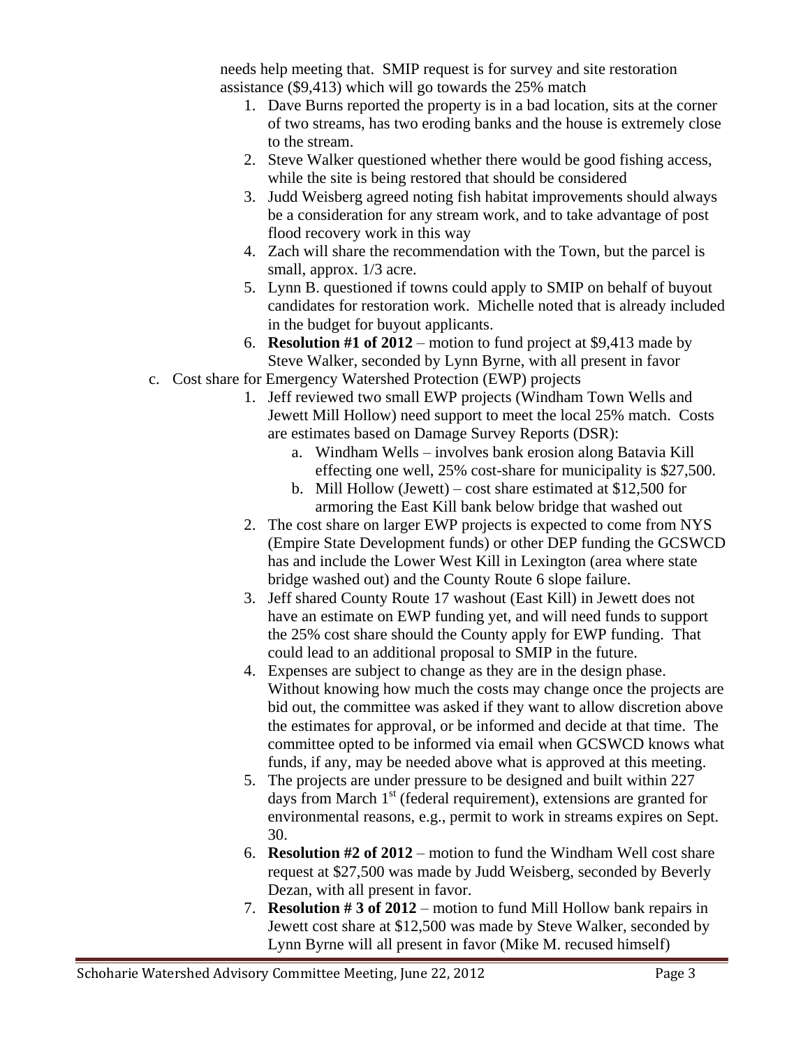needs help meeting that. SMIP request is for survey and site restoration assistance ($9,413) which will go towards the 25% match

1. Dave Burns reported the property is in a bad location, sits at the corner of two streams, has two eroding banks and the house is extremely close to the stream.
2. Steve Walker questioned whether there would be good fishing access, while the site is being restored that should be considered
3. Judd Weisberg agreed noting fish habitat improvements should always be a consideration for any stream work, and to take advantage of post flood recovery work in this way
4. Zach will share the recommendation with the Town, but the parcel is small, approx. 1/3 acre.
5. Lynn B. questioned if towns could apply to SMIP on behalf of buyout candidates for restoration work. Michelle noted that is already included in the budget for buyout applicants.
6. **Resolution #1 of 2012** – motion to fund project at $9,413 made by Steve Walker, seconded by Lynn Byrne, with all present in favor

c. Cost share for Emergency Watershed Protection (EWP) projects

1. Jeff reviewed two small EWP projects (Windham Town Wells and Jewett Mill Hollow) need support to meet the local 25% match. Costs are estimates based on Damage Survey Reports (DSR):
   a. Windham Wells – involves bank erosion along Batavia Kill effecting one well, 25% cost-share for municipality is $27,500.
   b. Mill Hollow (Jewett) – cost share estimated at $12,500 for armoring the East Kill bank below bridge that washed out
2. The cost share on larger EWP projects is expected to come from NYS (Empire State Development funds) or other DEP funding the GCSWCD has and include the Lower West Kill in Lexington (area where state bridge washed out) and the County Route 6 slope failure.
3. Jeff shared County Route 17 washout (East Kill) in Jewett does not have an estimate on EWP funding yet, and will need funds to support the 25% cost share should the County apply for EWP funding. That could lead to an additional proposal to SMIP in the future.
4. Expenses are subject to change as they are in the design phase. Without knowing how much the costs may change once the projects are bid out, the committee was asked if they want to allow discretion above the estimates for approval, or be informed and decide at that time. The committee opted to be informed via email when GCSWCD knows what funds, if any, may be needed above what is approved at this meeting.
5. The projects are under pressure to be designed and built within 227 days from March 1st (federal requirement), extensions are granted for environmental reasons, e.g., permit to work in streams expires on Sept. 30.
6. **Resolution #2 of 2012** – motion to fund the Windham Well cost share request at $27,500 was made by Judd Weisberg, seconded by Beverly Dezan, with all present in favor.
7. **Resolution # 3 of 2012** – motion to fund Mill Hollow bank repairs in Jewett cost share at $12,500 was made by Steve Walker, seconded by Lynn Byrne will all present in favor (Mike M. recused himself)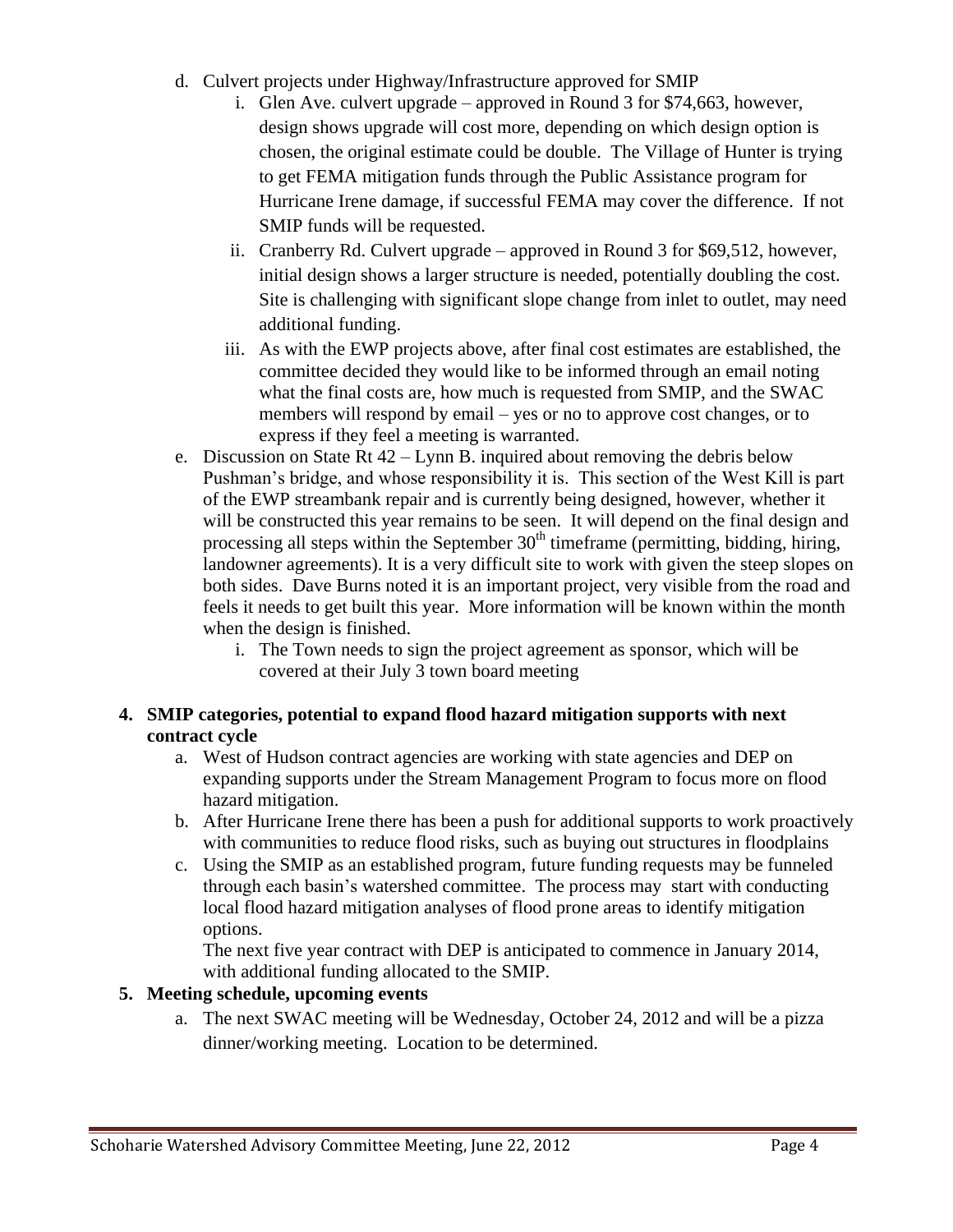d. Culvert projects under Highway/Infrastructure approved for SMIP
   i. Glen Ave. culvert upgrade – approved in Round 3 for $74,663, however, design shows upgrade will cost more, depending on which design option is chosen, the original estimate could be double. The Village of Hunter is trying to get FEMA mitigation funds through the Public Assistance program for Hurricane Irene damage, if successful FEMA may cover the difference. If not SMIP funds will be requested.
   ii. Cranberry Rd. Culvert upgrade – approved in Round 3 for $69,512, however, initial design shows a larger structure is needed, potentially doubling the cost. Site is challenging with significant slope change from inlet to outlet, may need additional funding.
   iii. As with the EWP projects above, after final cost estimates are established, the committee decided they would like to be informed through an email noting what the final costs are, how much is requested from SMIP, and the SWAC members will respond by email – yes or no to approve cost changes, or to express if they feel a meeting is warranted.

e. Discussion on State Rt 42 – Lynn B. inquired about removing the debris below Pushman's bridge, and whose responsibility it is. This section of the West Kill is part of the EWP streambank repair and is currently being designed, however, whether it will be constructed this year remains to be seen. It will depend on the final design and processing all steps within the September 30th timeframe (permitting, bidding, hiring, landowner agreements). It is a very difficult site to work with given the steep slopes on both sides. Dave Burns noted it is an important project, very visible from the road and feels it needs to get built this year. More information will be known within the month when the design is finished.
   i. The Town needs to sign the project agreement as sponsor, which will be covered at their July 3 town board meeting

**4. SMIP categories, potential to expand flood hazard mitigation supports with next contract cycle**

a. West of Hudson contract agencies are working with state agencies and DEP on expanding supports under the Stream Management Program to focus more on flood hazard mitigation.

b. After Hurricane Irene there has been a push for additional supports to work proactively with communities to reduce flood risks, such as buying out structures in floodplains

c. Using the SMIP as an established program, future funding requests may be funneled through each basin's watershed committee. The process may start with conducting local flood hazard mitigation analyses of flood prone areas to identify mitigation options.

   The next five year contract with DEP is anticipated to commence in January 2014, with additional funding allocated to the SMIP.

**5. Meeting schedule, upcoming events**

a. The next SWAC meeting will be Wednesday, October 24, 2012 and will be a pizza dinner/working meeting. Location to be determined.